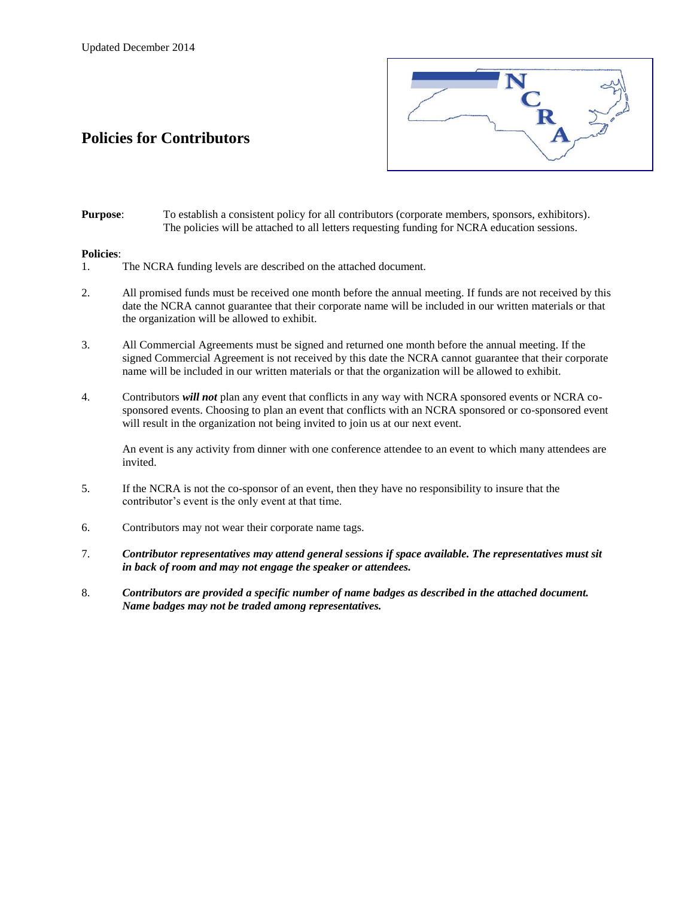Updated December 2014

# Policies for Contributors

**Purpose**: To establish a consistent policy for all contributors (corporate members, sponsors, exhibitors). The policies will be attached to all letters requesting funding for NCRA education sessions.

**Policies**:

1. The NCRA funding levels are described on the attached document.

2. All promised funds must be received one month before the annual meeting. If funds are not received by this date the NCRA cannot guarantee that their corporate name will be included in our written materials or that the organization will be allowed to exhibit.

3. All Commercial Agreements must be signed and returned one month before the annual meeting. If the signed Commercial Agreement is not received by this date the NCRA cannot guarantee that their corporate name will be included in our written materials or that the organization will be allowed to exhibit.

4. Contributors ***will not*** plan any event that conflicts in any way with NCRA sponsored events or NCRA co-sponsored events. Choosing to plan an event that conflicts with an NCRA sponsored or co-sponsored event will result in the organization not being invited to join us at our next event.

   An event is any activity from dinner with one conference attendee to an event to which many attendees are invited.

5. If the NCRA is not the co-sponsor of an event, then they have no responsibility to insure that the contributor's event is the only event at that time.

6. Contributors may not wear their corporate name tags.

7. ***Contributor representatives may attend general sessions if space available. The representatives must sit in back of room and may not engage the speaker or attendees.***

8. ***Contributors are provided a specific number of name badges as described in the attached document. Name badges may not be traded among representatives.***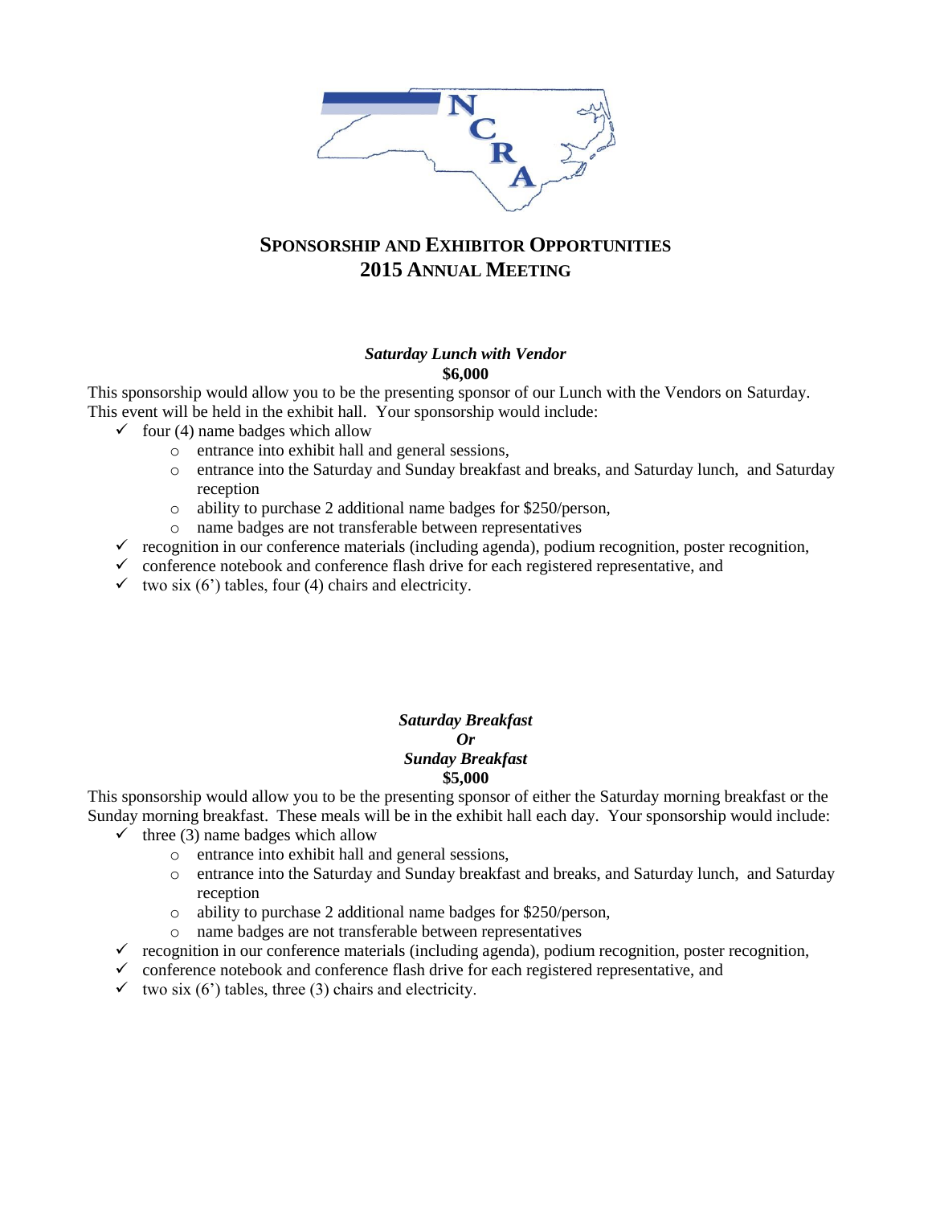# SPONSORSHIP AND EXHIBITOR OPPORTUNITIES
# 2015 ANNUAL MEETING

***Saturday Lunch with Vendor***
**$6,000**

This sponsorship would allow you to be the presenting sponsor of our Lunch with the Vendors on Saturday. This event will be held in the exhibit hall. Your sponsorship would include:

- ✓ four (4) name badges which allow
  - entrance into exhibit hall and general sessions,
  - entrance into the Saturday and Sunday breakfast and breaks, and Saturday lunch, and Saturday reception
  - ability to purchase 2 additional name badges for $250/person,
  - name badges are not transferable between representatives
- ✓ recognition in our conference materials (including agenda), podium recognition, poster recognition,
- ✓ conference notebook and conference flash drive for each registered representative, and
- ✓ two six (6') tables, four (4) chairs and electricity.

***Saturday Breakfast***
***Or***
***Sunday Breakfast***
**$5,000**

This sponsorship would allow you to be the presenting sponsor of either the Saturday morning breakfast or the Sunday morning breakfast. These meals will be in the exhibit hall each day. Your sponsorship would include:

- ✓ three (3) name badges which allow
  - entrance into exhibit hall and general sessions,
  - entrance into the Saturday and Sunday breakfast and breaks, and Saturday lunch, and Saturday reception
  - ability to purchase 2 additional name badges for $250/person,
  - name badges are not transferable between representatives
- ✓ recognition in our conference materials (including agenda), podium recognition, poster recognition,
- ✓ conference notebook and conference flash drive for each registered representative, and
- ✓ two six (6') tables, three (3) chairs and electricity.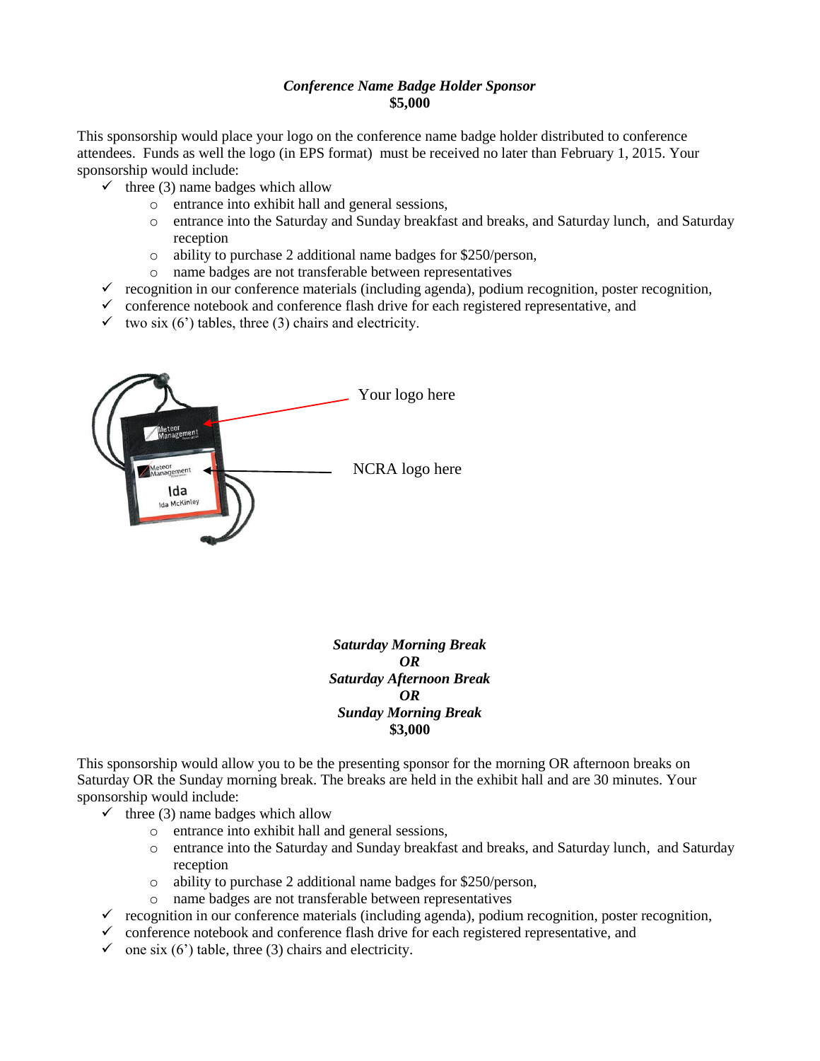***Conference Name Badge Holder Sponsor***
**$5,000**

This sponsorship would place your logo on the conference name badge holder distributed to conference attendees. Funds as well the logo (in EPS format) must be received no later than February 1, 2015. Your sponsorship would include:

- ✓ three (3) name badges which allow
  - entrance into exhibit hall and general sessions,
  - entrance into the Saturday and Sunday breakfast and breaks, and Saturday lunch, and Saturday reception
  - ability to purchase 2 additional name badges for $250/person,
  - name badges are not transferable between representatives
- ✓ recognition in our conference materials (including agenda), podium recognition, poster recognition,
- ✓ conference notebook and conference flash drive for each registered representative, and
- ✓ two six (6') tables, three (3) chairs and electricity.

Your logo here

NCRA logo here

***Saturday Morning Break***
***OR***
***Saturday Afternoon Break***
***OR***
***Sunday Morning Break***
**$3,000**

This sponsorship would allow you to be the presenting sponsor for the morning OR afternoon breaks on Saturday OR the Sunday morning break. The breaks are held in the exhibit hall and are 30 minutes. Your sponsorship would include:

- ✓ three (3) name badges which allow
  - entrance into exhibit hall and general sessions,
  - entrance into the Saturday and Sunday breakfast and breaks, and Saturday lunch, and Saturday reception
  - ability to purchase 2 additional name badges for $250/person,
  - name badges are not transferable between representatives
- ✓ recognition in our conference materials (including agenda), podium recognition, poster recognition,
- ✓ conference notebook and conference flash drive for each registered representative, and
- ✓ one six (6') table, three (3) chairs and electricity.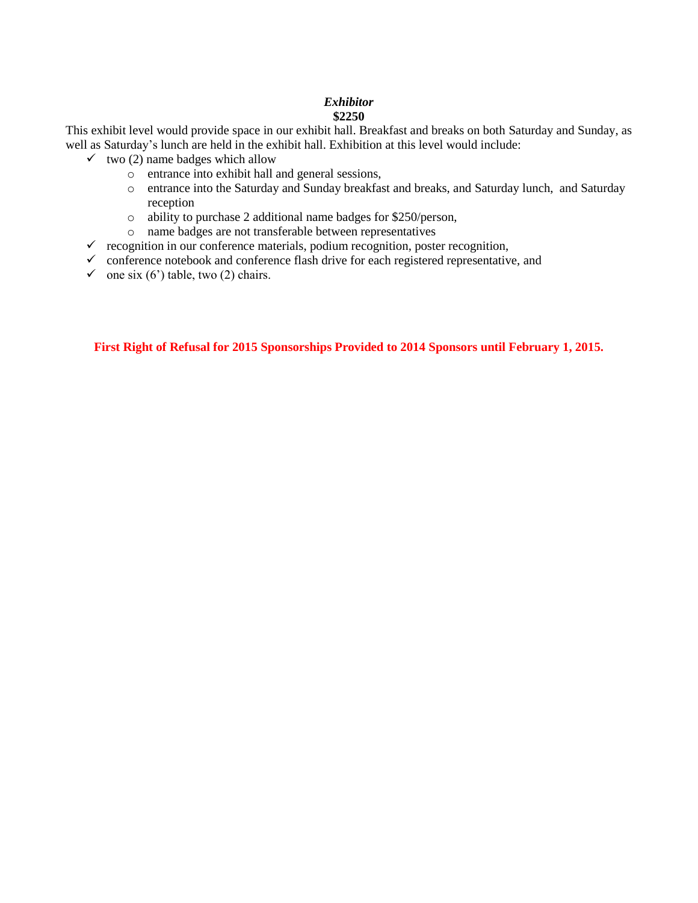***Exhibitor***
**$2250**

This exhibit level would provide space in our exhibit hall. Breakfast and breaks on both Saturday and Sunday, as well as Saturday's lunch are held in the exhibit hall. Exhibition at this level would include:

- ✓ two (2) name badges which allow
  - entrance into exhibit hall and general sessions,
  - entrance into the Saturday and Sunday breakfast and breaks, and Saturday lunch, and Saturday reception
  - ability to purchase 2 additional name badges for $250/person,
  - name badges are not transferable between representatives
- ✓ recognition in our conference materials, podium recognition, poster recognition,
- ✓ conference notebook and conference flash drive for each registered representative, and
- ✓ one six (6') table, two (2) chairs.

**First Right of Refusal for 2015 Sponsorships Provided to 2014 Sponsors until February 1, 2015.**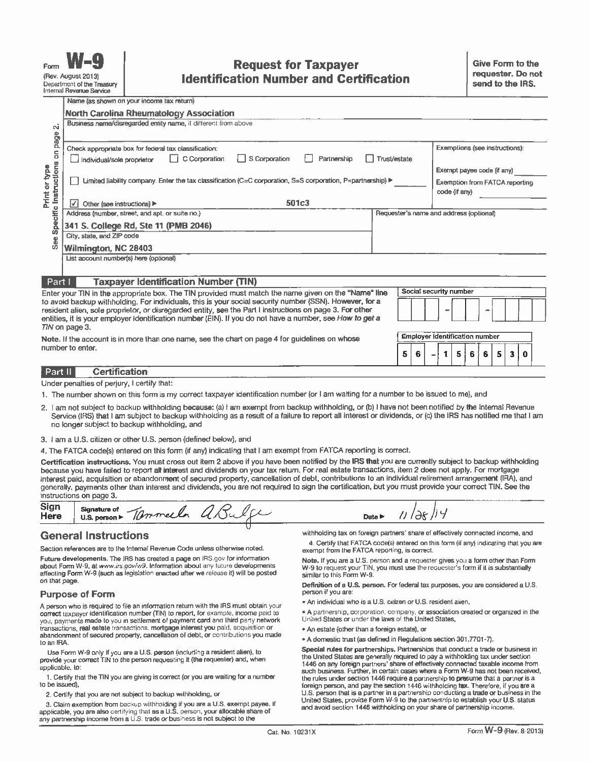Form **W-9**
(Rev. August 2013)
Department of the Treasury
Internal Revenue Service

# Request for Taxpayer Identification Number and Certification

**Give Form to the requester. Do not send to the IRS.**

Print or type
See Specific Instructions on page 2.

Name (as shown on your income tax return)

**North Carolina Rheumatology Association**

Business name/disregarded entity name, if different from above

Check appropriate box for federal tax classification:

☐ Individual/sole proprietor ☐ C Corporation ☐ S Corporation ☐ Partnership ☐ Trust/estate

☐ Limited liability company. Enter the tax classification (C=C corporation, S=S corporation, P=partnership) ▶

☑ Other (see instructions) ▶ 501c3

Exemptions (see instructions):

Exempt payee code (if any)

Exemption from FATCA reporting code (if any)

Address (number, street, and apt. or suite no.)

**341 S. College Rd, Ste 11 (PMB 2046)**

City, state, and ZIP code

**Wilmington, NC 28403**

Requester's name and address (optional)

List account number(s) here (optional)

## Part I Taxpayer Identification Number (TIN)

Enter your TIN in the appropriate box. The TIN provided must match the name given on the "Name" line to avoid backup withholding. For individuals, this is your social security number (SSN). However, for a resident alien, sole proprietor, or disregarded entity, see the Part I instructions on page 3. For other entities, it is your employer identification number (EIN). If you do not have a number, see *How to get a TIN* on page 3.

**Note.** If the account is in more than one name, see the chart on page 4 for guidelines on whose number to enter.

Social security number

| | | | | | | | | | | |
|---|---|---|---|---|---|---|---|---|---|---|
| | | | – | | | – | | | | |

Employer identification number

| | | | | | | | | | |
|---|---|---|---|---|---|---|---|---|---|
| 5 | 6 | – | 1 | 5 | 6 | 6 | 5 | 3 | 0 |

## Part II Certification

Under penalties of perjury, I certify that:

1. The number shown on this form is my correct taxpayer identification number (or I am waiting for a number to be issued to me), and
2. I am not subject to backup withholding because: (a) I am exempt from backup withholding, or (b) I have not been notified by the Internal Revenue Service (IRS) that I am subject to backup withholding as a result of a failure to report all interest or dividends, or (c) the IRS has notified me that I am no longer subject to backup withholding, and
3. I am a U.S. citizen or other U.S. person (defined below), and
4. The FATCA code(s) entered on this form (if any) indicating that I am exempt from FATCA reporting is correct.

**Certification instructions.** You must cross out item 2 above if you have been notified by the IRS that you are currently subject to backup withholding because you have failed to report all interest and dividends on your tax return. For real estate transactions, item 2 does not apply. For mortgage interest paid, acquisition or abandonment of secured property, cancellation of debt, contributions to an individual retirement arrangement (IRA), and generally, payments other than interest and dividends, you are not required to sign the certification, but you must provide your correct TIN. See the instructions on page 3.

**Sign Here** Signature of U.S. person ▶ Tammela A Bulge Date ▶ 11/28/14

## General Instructions

Section references are to the Internal Revenue Code unless otherwise noted.

**Future developments.** The IRS has created a page on IRS.gov for information about Form W-9, at *www.irs.gov/w9*. Information about any future developments affecting Form W-9 (such as legislation enacted after we release it) will be posted on that page.

### Purpose of Form

A person who is required to file an information return with the IRS must obtain your correct taxpayer identification number (TIN) to report, for example, income paid to you, payments made to you in settlement of payment card and third party network transactions, real estate transactions, mortgage interest you paid, acquisition or abandonment of secured property, cancellation of debt, or contributions you made to an IRA.

Use Form W-9 only if you are a U.S. person (including a resident alien), to provide your correct TIN to the person requesting it (the requester) and, when applicable, to:

1. Certify that the TIN you are giving is correct (or you are waiting for a number to be issued),

2. Certify that you are not subject to backup withholding, or

3. Claim exemption from backup withholding if you are a U.S. exempt payee. If applicable, you are also certifying that as a U.S. person, your allocable share of any partnership income from a U.S. trade or business is not subject to the withholding tax on foreign partners' share of effectively connected income, and

4. Certify that FATCA code(s) entered on this form (if any) indicating that you are exempt from the FATCA reporting, is correct.

**Note.** If you are a U.S. person and a requester gives you a form other than Form W-9 to request your TIN, you must use the requester's form if it is substantially similar to this Form W-9.

**Definition of a U.S. person.** For federal tax purposes, you are considered a U.S. person if you are:

- An individual who is a U.S. citizen or U.S. resident alien,
- A partnership, corporation, company, or association created or organized in the United States or under the laws of the United States,
- An estate (other than a foreign estate), or
- A domestic trust (as defined in Regulations section 301.7701-7).

**Special rules for partnerships.** Partnerships that conduct a trade or business in the United States are generally required to pay a withholding tax under section 1446 on any foreign partners' share of effectively connected taxable income from such business. Further, in certain cases where a Form W-9 has not been received, the rules under section 1446 require a partnership to presume that a partner is a foreign person, and pay the section 1446 withholding tax. Therefore, if you are a U.S. person that is a partner in a partnership conducting a trade or business in the United States, provide Form W-9 to the partnership to establish your U.S. status and avoid section 1446 withholding on your share of partnership income.

Cat. No. 10231X Form **W-9** (Rev. 8-2013)